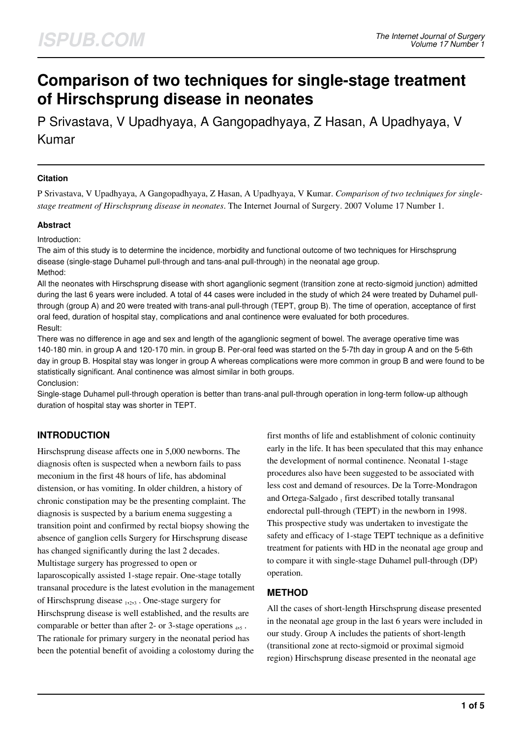# Comparison of two techniques for single-stage treatment of Hirschsprung disease in neonates

P Srivastava, V Upadhyaya, A Gangopadhyaya, Z Hasan, A Upadhyaya, V Kumar

### Citation

P Srivastava, V Upadhyaya, A Gangopadhyaya, Z Hasan, A Upadhyaya, V Kumar. *Comparison of two techniques for single-stage treatment of Hirschsprung disease in neonates*. The Internet Journal of Surgery. 2007 Volume 17 Number 1.

### Abstract

Introduction:

The aim of this study is to determine the incidence, morbidity and functional outcome of two techniques for Hirschsprung disease (single-stage Duhamel pull-through and tans-anal pull-through) in the neonatal age group.

Method:

All the neonates with Hirschsprung disease with short aganglionic segment (transition zone at recto-sigmoid junction) admitted during the last 6 years were included. A total of 44 cases were included in the study of which 24 were treated by Duhamel pull-through (group A) and 20 were treated with trans-anal pull-through (TEPT, group B). The time of operation, acceptance of first oral feed, duration of hospital stay, complications and anal continence were evaluated for both procedures.

Result:

There was no difference in age and sex and length of the aganglionic segment of bowel. The average operative time was 140-180 min. in group A and 120-170 min. in group B. Per-oral feed was started on the 5-7th day in group A and on the 5-6th day in group B. Hospital stay was longer in group A whereas complications were more common in group B and were found to be statistically significant. Anal continence was almost similar in both groups.

Conclusion:

Single-stage Duhamel pull-through operation is better than trans-anal pull-through operation in long-term follow-up although duration of hospital stay was shorter in TEPT.

## INTRODUCTION

Hirschsprung disease affects one in 5,000 newborns. The diagnosis often is suspected when a newborn fails to pass meconium in the first 48 hours of life, has abdominal distension, or has vomiting. In older children, a history of chronic constipation may be the presenting complaint. The diagnosis is suspected by a barium enema suggesting a transition point and confirmed by rectal biopsy showing the absence of ganglion cells Surgery for Hirschsprung disease has changed significantly during the last 2 decades. Multistage surgery has progressed to open or laparoscopically assisted 1-stage repair. One-stage totally transanal procedure is the latest evolution in the management of Hirschsprung disease [1,2,3]. One-stage surgery for Hirschsprung disease is well established, and the results are comparable or better than after 2- or 3-stage operations [4,5]. The rationale for primary surgery in the neonatal period has been the potential benefit of avoiding a colostomy during the first months of life and establishment of colonic continuity early in the life. It has been speculated that this may enhance the development of normal continence. Neonatal 1-stage procedures also have been suggested to be associated with less cost and demand of resources. De la Torre-Mondragon and Ortega-Salgado [1] first described totally transanal endorectal pull-through (TEPT) in the newborn in 1998. This prospective study was undertaken to investigate the safety and efficacy of 1-stage TEPT technique as a definitive treatment for patients with HD in the neonatal age group and to compare it with single-stage Duhamel pull-through (DP) operation.

## METHOD

All the cases of short-length Hirschsprung disease presented in the neonatal age group in the last 6 years were included in our study. Group A includes the patients of short-length (transitional zone at recto-sigmoid or proximal sigmoid region) Hirschsprung disease presented in the neonatal age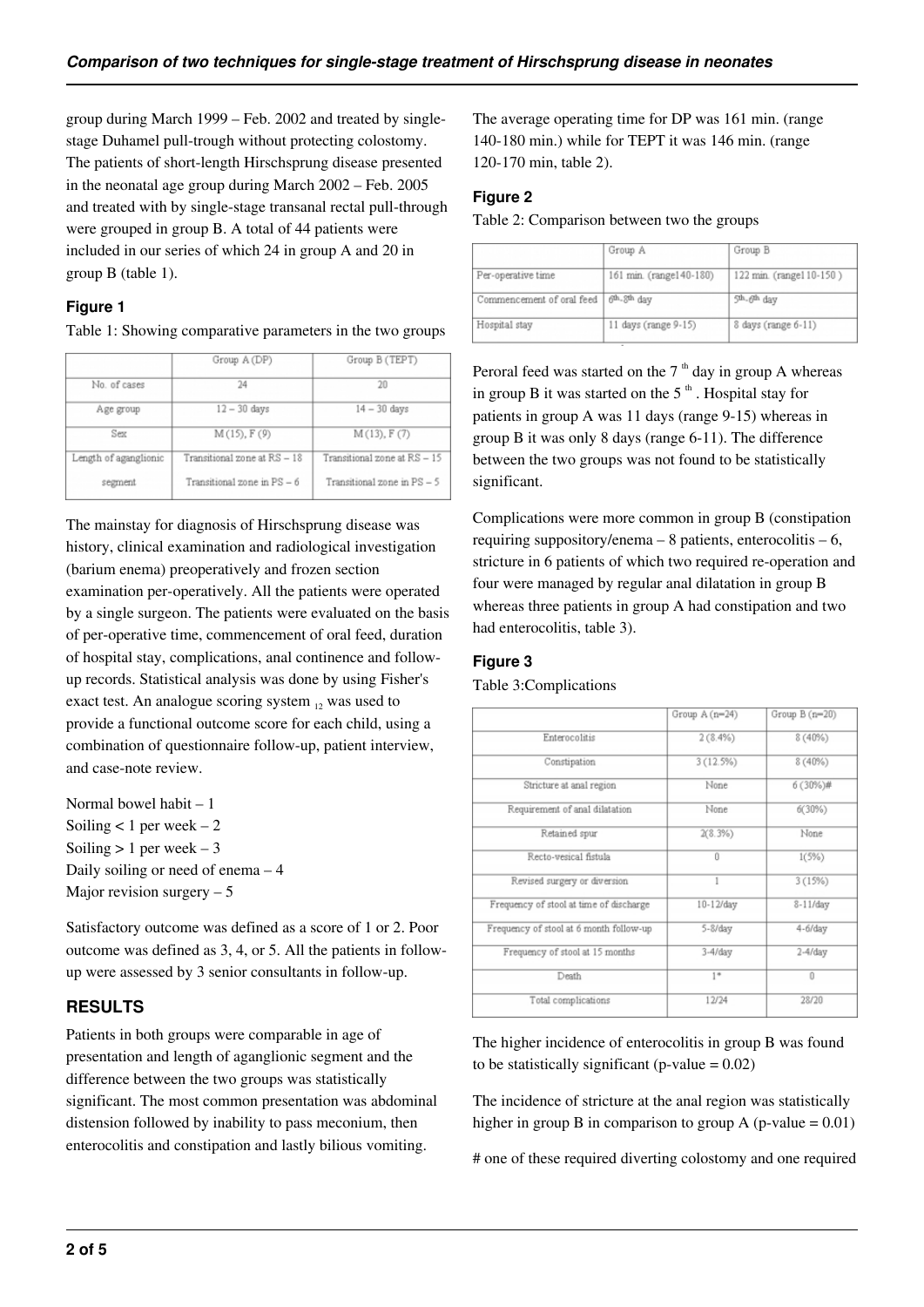group during March 1999 – Feb. 2002 and treated by single-stage Duhamel pull-trough without protecting colostomy. The patients of short-length Hirschsprung disease presented in the neonatal age group during March 2002 – Feb. 2005 and treated with by single-stage transanal rectal pull-through were grouped in group B. A total of 44 patients were included in our series of which 24 in group A and 20 in group B (table 1).

### Figure 1

Table 1: Showing comparative parameters in the two groups

| | Group A (DP) | Group B (TEPT) |
|---|---|---|
| No. of cases | 24 | 20 |
| Age group | 12 – 30 days | 14 – 30 days |
| Sex | M (15), F (9) | M (13), F (7) |
| Length of aganglionic segment | Transitional zone at RS – 18<br>Transitional zone in PS – 6 | Transitional zone at RS – 15<br>Transitional zone in PS – 5 |

The mainstay for diagnosis of Hirschsprung disease was history, clinical examination and radiological investigation (barium enema) preoperatively and frozen section examination per-operatively. All the patients were operated by a single surgeon. The patients were evaluated on the basis of per-operative time, commencement of oral feed, duration of hospital stay, complications, anal continence and follow-up records. Statistical analysis was done by using Fisher's exact test. An analogue scoring system [12] was used to provide a functional outcome score for each child, using a combination of questionnaire follow-up, patient interview, and case-note review.

Normal bowel habit – 1
Soiling < 1 per week – 2
Soiling > 1 per week – 3
Daily soiling or need of enema – 4
Major revision surgery – 5

Satisfactory outcome was defined as a score of 1 or 2. Poor outcome was defined as 3, 4, or 5. All the patients in follow-up were assessed by 3 senior consultants in follow-up.

## RESULTS

Patients in both groups were comparable in age of presentation and length of aganglionic segment and the difference between the two groups was statistically significant. The most common presentation was abdominal distension followed by inability to pass meconium, then enterocolitis and constipation and lastly bilious vomiting.

The average operating time for DP was 161 min. (range 140-180 min.) while for TEPT it was 146 min. (range 120-170 min, table 2).

### Figure 2

Table 2: Comparison between two the groups

| | Group A | Group B |
|---|---|---|
| Per-operative time | 161 min. (range140-180) | 122 min. (range110-150 ) |
| Commencement of oral feed | 6th-8th day | 5th-6th day |
| Hospital stay | 11 days (range 9-15) | 8 days (range 6-11) |

Peroral feed was started on the 7 th day in group A whereas in group B it was started on the 5 th . Hospital stay for patients in group A was 11 days (range 9-15) whereas in group B it was only 8 days (range 6-11). The difference between the two groups was not found to be statistically significant.

Complications were more common in group B (constipation requiring suppository/enema – 8 patients, enterocolitis – 6, stricture in 6 patients of which two required re-operation and four were managed by regular anal dilatation in group B whereas three patients in group A had constipation and two had enterocolitis, table 3).

### Figure 3

Table 3:Complications

| | Group A (n=24) | Group B (n=20) |
|---|---|---|
| Enterocolitis | 2 (8.4%) | 8 (40%) |
| Constipation | 3 (12.5%) | 8 (40%) |
| Stricture at anal region | None | 6 (30%)# |
| Requirement of anal dilatation | None | 6(30%) |
| Retained spur | 2(8.3%) | None |
| Recto-vesical fistula | 0 | 1(5%) |
| Revised surgery or diversion | 1 | 3 (15%) |
| Frequency of stool at time of discharge | 10-12/day | 8-11/day |
| Frequency of stool at 6 month follow-up | 5-8/day | 4-6/day |
| Frequency of stool at 15 months | 3-4/day | 2-4/day |
| Death | 1* | 0 |
| Total complications | 12/24 | 28/20 |

The higher incidence of enterocolitis in group B was found to be statistically significant (p-value = 0.02)

The incidence of stricture at the anal region was statistically higher in group B in comparison to group A (p-value = 0.01)

# one of these required diverting colostomy and one required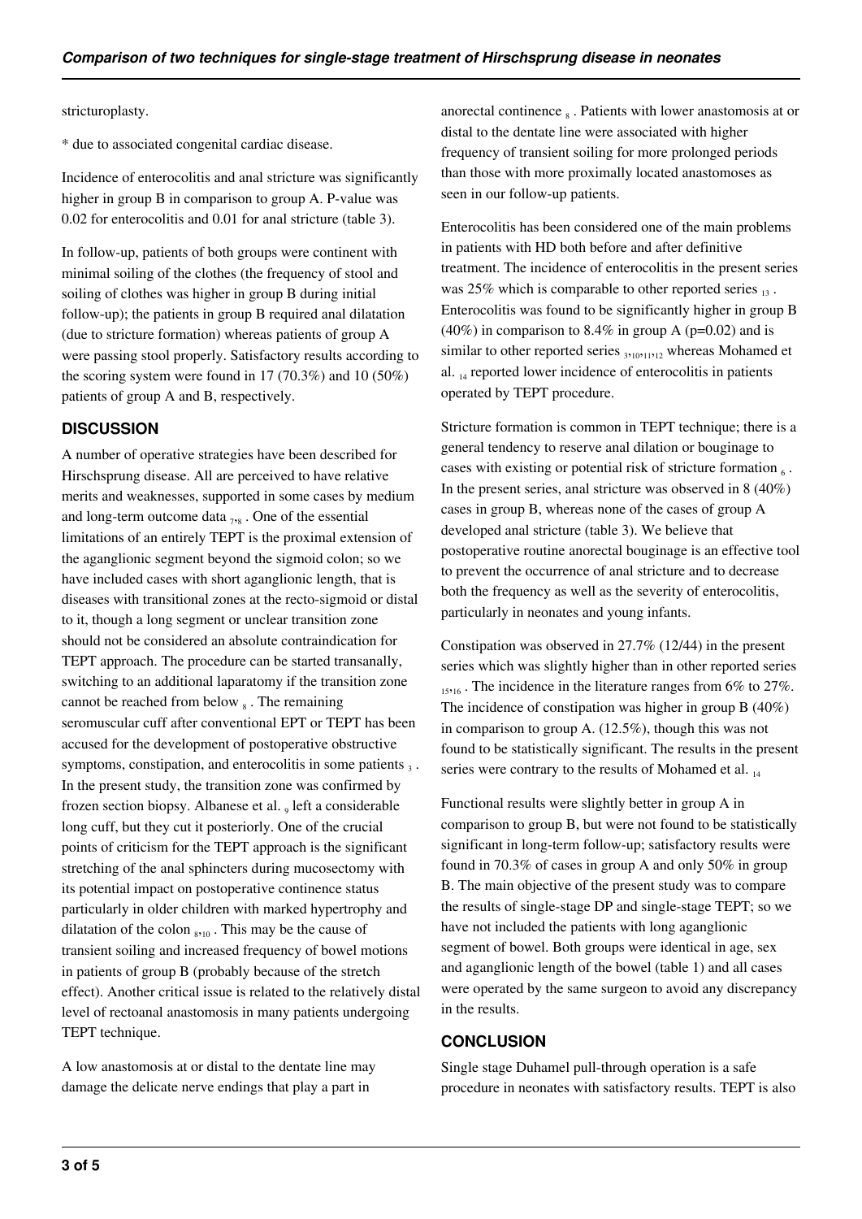stricturoplasty.

* due to associated congenital cardiac disease.

Incidence of enterocolitis and anal stricture was significantly higher in group B in comparison to group A. P-value was 0.02 for enterocolitis and 0.01 for anal stricture (table 3).

In follow-up, patients of both groups were continent with minimal soiling of the clothes (the frequency of stool and soiling of clothes was higher in group B during initial follow-up); the patients in group B required anal dilatation (due to stricture formation) whereas patients of group A were passing stool properly. Satisfactory results according to the scoring system were found in 17 (70.3%) and 10 (50%) patients of group A and B, respectively.

## DISCUSSION

A number of operative strategies have been described for Hirschsprung disease. All are perceived to have relative merits and weaknesses, supported in some cases by medium and long-term outcome data [7,8]. One of the essential limitations of an entirely TEPT is the proximal extension of the aganglionic segment beyond the sigmoid colon; so we have included cases with short aganglionic length, that is diseases with transitional zones at the recto-sigmoid or distal to it, though a long segment or unclear transition zone should not be considered an absolute contraindication for TEPT approach. The procedure can be started transanally, switching to an additional laparatomy if the transition zone cannot be reached from below [8]. The remaining seromuscular cuff after conventional EPT or TEPT has been accused for the development of postoperative obstructive symptoms, constipation, and enterocolitis in some patients [3]. In the present study, the transition zone was confirmed by frozen section biopsy. Albanese et al. [9] left a considerable long cuff, but they cut it posteriorly. One of the crucial points of criticism for the TEPT approach is the significant stretching of the anal sphincters during mucosectomy with its potential impact on postoperative continence status particularly in older children with marked hypertrophy and dilatation of the colon [8,10]. This may be the cause of transient soiling and increased frequency of bowel motions in patients of group B (probably because of the stretch effect). Another critical issue is related to the relatively distal level of rectoanal anastomosis in many patients undergoing TEPT technique.

A low anastomosis at or distal to the dentate line may damage the delicate nerve endings that play a part in anorectal continence [8]. Patients with lower anastomosis at or distal to the dentate line were associated with higher frequency of transient soiling for more prolonged periods than those with more proximally located anastomoses as seen in our follow-up patients.

Enterocolitis has been considered one of the main problems in patients with HD both before and after definitive treatment. The incidence of enterocolitis in the present series was 25% which is comparable to other reported series [13]. Enterocolitis was found to be significantly higher in group B (40%) in comparison to 8.4% in group A (p=0.02) and is similar to other reported series [3,10,11,12] whereas Mohamed et al. [14] reported lower incidence of enterocolitis in patients operated by TEPT procedure.

Stricture formation is common in TEPT technique; there is a general tendency to reserve anal dilation or bouginage to cases with existing or potential risk of stricture formation [6]. In the present series, anal stricture was observed in 8 (40%) cases in group B, whereas none of the cases of group A developed anal stricture (table 3). We believe that postoperative routine anorectal bouginage is an effective tool to prevent the occurrence of anal stricture and to decrease both the frequency as well as the severity of enterocolitis, particularly in neonates and young infants.

Constipation was observed in 27.7% (12/44) in the present series which was slightly higher than in other reported series [15,16]. The incidence in the literature ranges from 6% to 27%. The incidence of constipation was higher in group B (40%) in comparison to group A. (12.5%), though this was not found to be statistically significant. The results in the present series were contrary to the results of Mohamed et al. [14]

Functional results were slightly better in group A in comparison to group B, but were not found to be statistically significant in long-term follow-up; satisfactory results were found in 70.3% of cases in group A and only 50% in group B. The main objective of the present study was to compare the results of single-stage DP and single-stage TEPT; so we have not included the patients with long aganglionic segment of bowel. Both groups were identical in age, sex and aganglionic length of the bowel (table 1) and all cases were operated by the same surgeon to avoid any discrepancy in the results.

## CONCLUSION

Single stage Duhamel pull-through operation is a safe procedure in neonates with satisfactory results. TEPT is also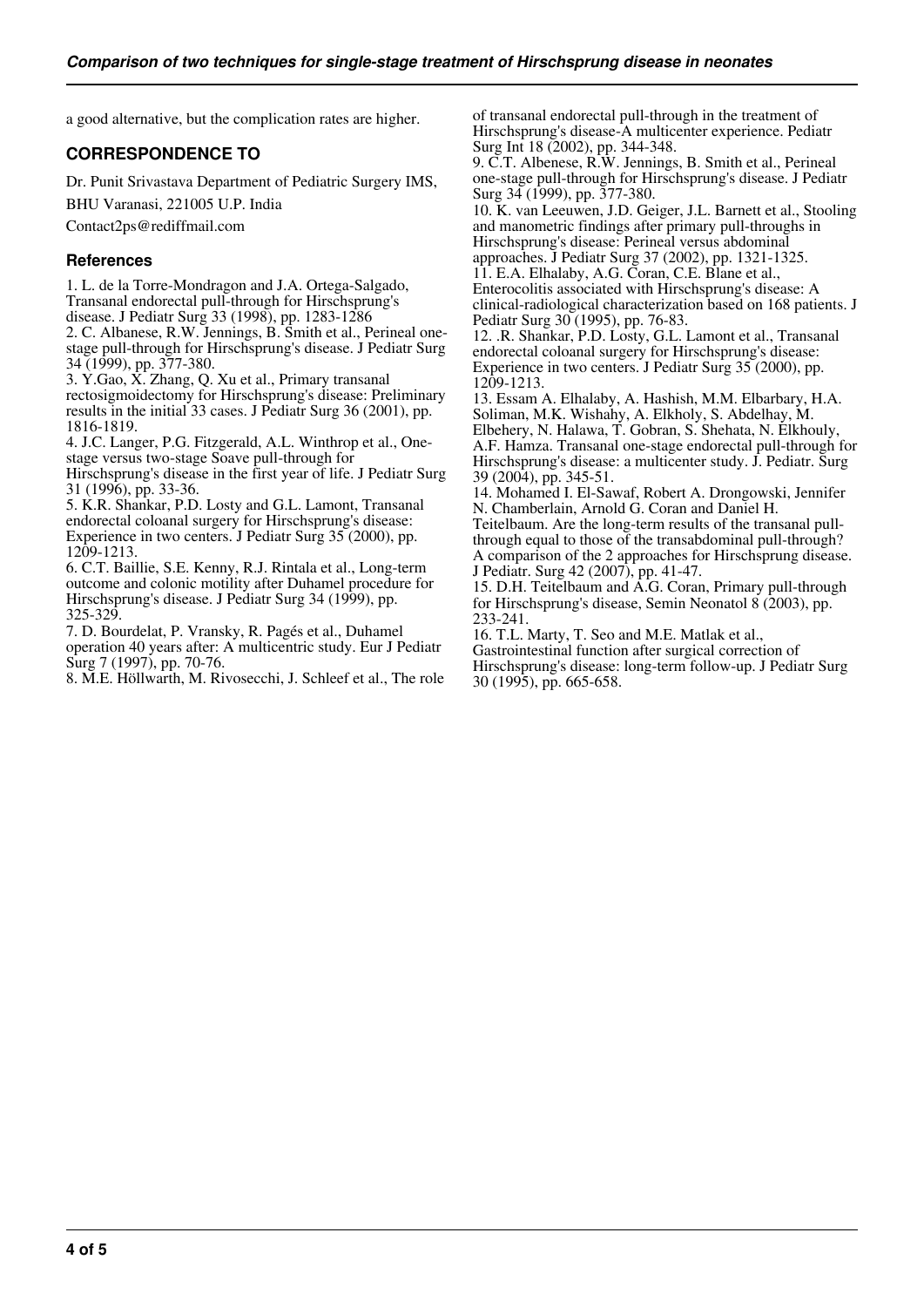a good alternative, but the complication rates are higher.

## CORRESPONDENCE TO

Dr. Punit Srivastava Department of Pediatric Surgery IMS,

BHU Varanasi, 221005 U.P. India

Contact2ps@rediffmail.com

### References

1. L. de la Torre-Mondragon and J.A. Ortega-Salgado, Transanal endorectal pull-through for Hirschsprung's disease. J Pediatr Surg 33 (1998), pp. 1283-1286
2. C. Albanese, R.W. Jennings, B. Smith et al., Perineal one-stage pull-through for Hirschsprung's disease. J Pediatr Surg 34 (1999), pp. 377-380.
3. Y.Gao, X. Zhang, Q. Xu et al., Primary transanal rectosigmoidectomy for Hirschsprung's disease: Preliminary results in the initial 33 cases. J Pediatr Surg 36 (2001), pp. 1816-1819.
4. J.C. Langer, P.G. Fitzgerald, A.L. Winthrop et al., One-stage versus two-stage Soave pull-through for Hirschsprung's disease in the first year of life. J Pediatr Surg 31 (1996), pp. 33-36.
5. K.R. Shankar, P.D. Losty and G.L. Lamont, Transanal endorectal coloanal surgery for Hirschsprung's disease: Experience in two centers. J Pediatr Surg 35 (2000), pp. 1209-1213.
6. C.T. Baillie, S.E. Kenny, R.J. Rintala et al., Long-term outcome and colonic motility after Duhamel procedure for Hirschsprung's disease. J Pediatr Surg 34 (1999), pp. 325-329.
7. D. Bourdelat, P. Vransky, R. Pagés et al., Duhamel operation 40 years after: A multicentric study. Eur J Pediatr Surg 7 (1997), pp. 70-76.
8. M.E. Höllwarth, M. Rivosecchi, J. Schleef et al., The role of transanal endorectal pull-through in the treatment of Hirschsprung's disease-A multicenter experience. Pediatr Surg Int 18 (2002), pp. 344-348.
9. C.T. Albenese, R.W. Jennings, B. Smith et al., Perineal one-stage pull-through for Hirschsprung's disease. J Pediatr Surg 34 (1999), pp. 377-380.
10. K. van Leeuwen, J.D. Geiger, J.L. Barnett et al., Stooling and manometric findings after primary pull-throughs in Hirschsprung's disease: Perineal versus abdominal approaches. J Pediatr Surg 37 (2002), pp. 1321-1325.
11. E.A. Elhalaby, A.G. Coran, C.E. Blane et al., Enterocolitis associated with Hirschsprung's disease: A clinical-radiological characterization based on 168 patients. J Pediatr Surg 30 (1995), pp. 76-83.
12. .R. Shankar, P.D. Losty, G.L. Lamont et al., Transanal endorectal coloanal surgery for Hirschsprung's disease: Experience in two centers. J Pediatr Surg 35 (2000), pp. 1209-1213.
13. Essam A. Elhalaby, A. Hashish, M.M. Elbarbary, H.A. Soliman, M.K. Wishahy, A. Elkholy, S. Abdelhay, M. Elbehery, N. Halawa, T. Gobran, S. Shehata, N. Elkhouly, A.F. Hamza. Transanal one-stage endorectal pull-through for Hirschsprung's disease: a multicenter study. J. Pediatr. Surg 39 (2004), pp. 345-51.
14. Mohamed I. El-Sawaf, Robert A. Drongowski, Jennifer N. Chamberlain, Arnold G. Coran and Daniel H. Teitelbaum. Are the long-term results of the transanal pull-through equal to those of the transabdominal pull-through? A comparison of the 2 approaches for Hirschsprung disease. J Pediatr. Surg 42 (2007), pp. 41-47.
15. D.H. Teitelbaum and A.G. Coran, Primary pull-through for Hirschsprung's disease, Semin Neonatol 8 (2003), pp. 233-241.
16. T.L. Marty, T. Seo and M.E. Matlak et al., Gastrointestinal function after surgical correction of Hirschsprung's disease: long-term follow-up. J Pediatr Surg 30 (1995), pp. 665-658.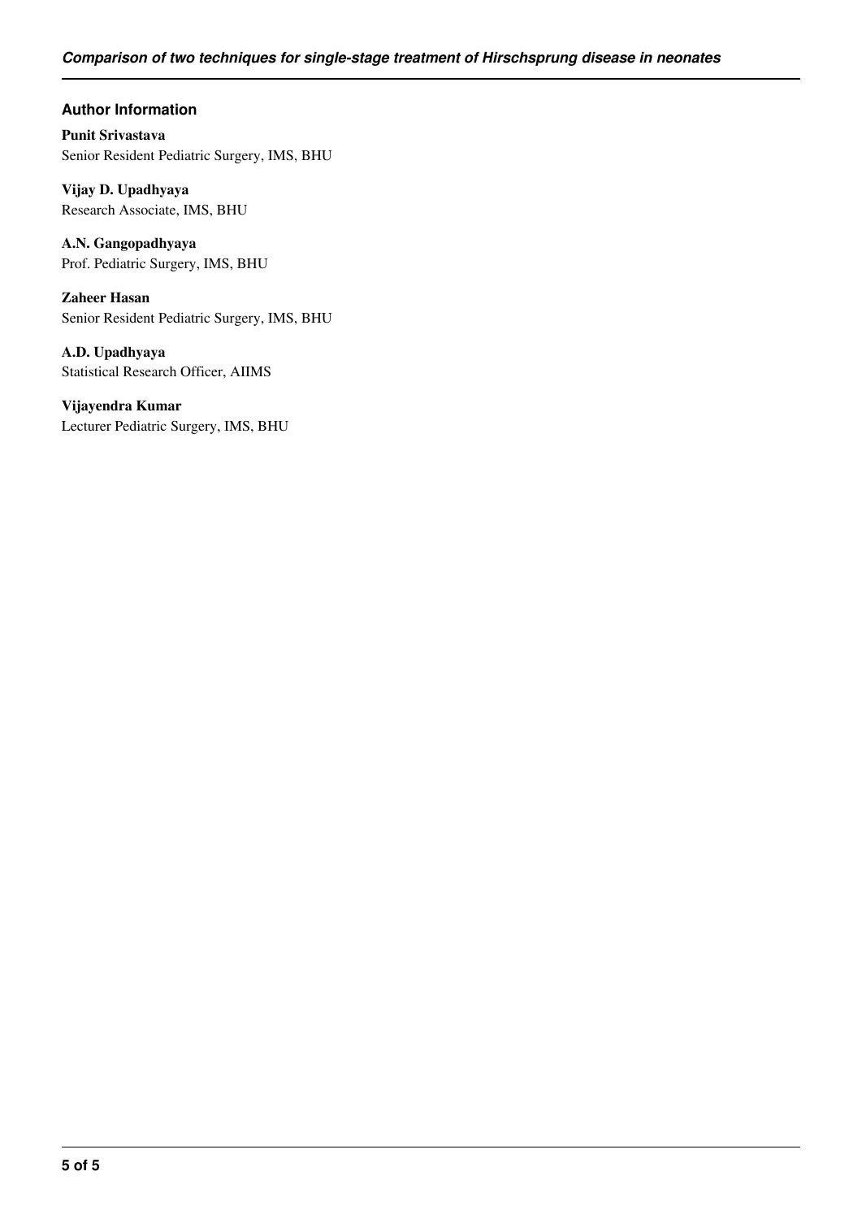## Author Information

**Punit Srivastava**
Senior Resident Pediatric Surgery, IMS, BHU

**Vijay D. Upadhyaya**
Research Associate, IMS, BHU

**A.N. Gangopadhyaya**
Prof. Pediatric Surgery, IMS, BHU

**Zaheer Hasan**
Senior Resident Pediatric Surgery, IMS, BHU

**A.D. Upadhyaya**
Statistical Research Officer, AIIMS

**Vijayendra Kumar**
Lecturer Pediatric Surgery, IMS, BHU